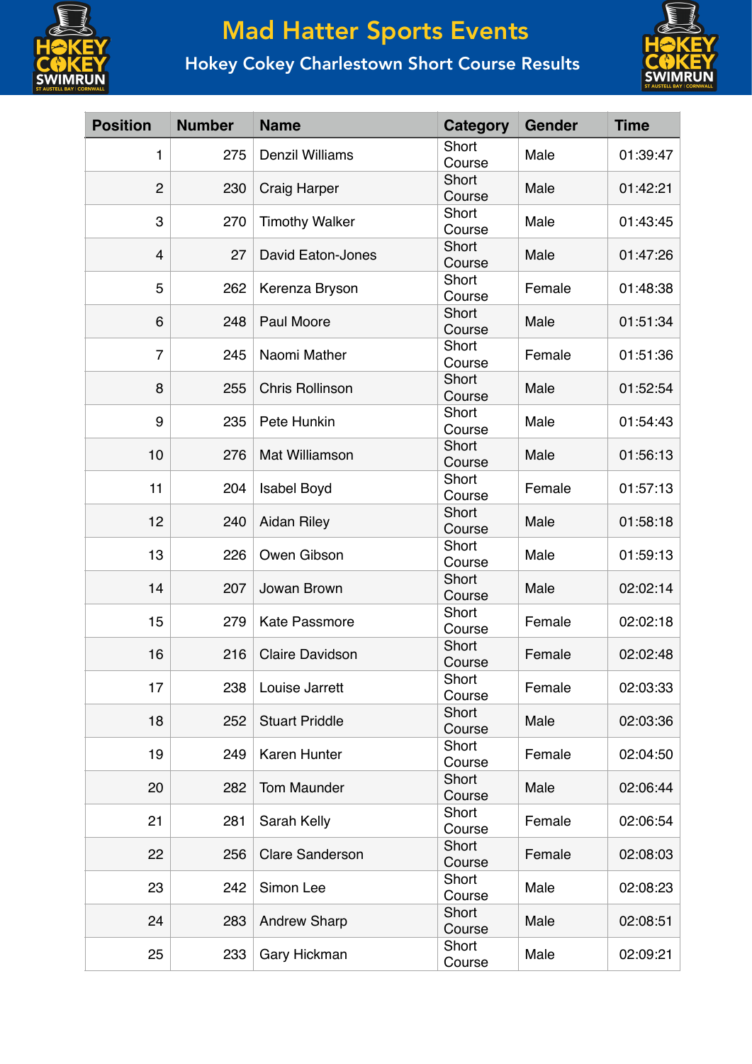# Mad Hatter Sports Events

## Hokey Cokey Charlestown Short Course Results

| Position | Number | Name | Category | Gender | Time |
|---|---|---|---|---|---|
| 1 | 275 | Denzil Williams | Short Course | Male | 01:39:47 |
| 2 | 230 | Craig Harper | Short Course | Male | 01:42:21 |
| 3 | 270 | Timothy Walker | Short Course | Male | 01:43:45 |
| 4 | 27 | David Eaton-Jones | Short Course | Male | 01:47:26 |
| 5 | 262 | Kerenza Bryson | Short Course | Female | 01:48:38 |
| 6 | 248 | Paul Moore | Short Course | Male | 01:51:34 |
| 7 | 245 | Naomi Mather | Short Course | Female | 01:51:36 |
| 8 | 255 | Chris Rollinson | Short Course | Male | 01:52:54 |
| 9 | 235 | Pete Hunkin | Short Course | Male | 01:54:43 |
| 10 | 276 | Mat Williamson | Short Course | Male | 01:56:13 |
| 11 | 204 | Isabel Boyd | Short Course | Female | 01:57:13 |
| 12 | 240 | Aidan Riley | Short Course | Male | 01:58:18 |
| 13 | 226 | Owen Gibson | Short Course | Male | 01:59:13 |
| 14 | 207 | Jowan Brown | Short Course | Male | 02:02:14 |
| 15 | 279 | Kate Passmore | Short Course | Female | 02:02:18 |
| 16 | 216 | Claire Davidson | Short Course | Female | 02:02:48 |
| 17 | 238 | Louise Jarrett | Short Course | Female | 02:03:33 |
| 18 | 252 | Stuart Priddle | Short Course | Male | 02:03:36 |
| 19 | 249 | Karen Hunter | Short Course | Female | 02:04:50 |
| 20 | 282 | Tom Maunder | Short Course | Male | 02:06:44 |
| 21 | 281 | Sarah Kelly | Short Course | Female | 02:06:54 |
| 22 | 256 | Clare Sanderson | Short Course | Female | 02:08:03 |
| 23 | 242 | Simon Lee | Short Course | Male | 02:08:23 |
| 24 | 283 | Andrew Sharp | Short Course | Male | 02:08:51 |
| 25 | 233 | Gary Hickman | Short Course | Male | 02:09:21 |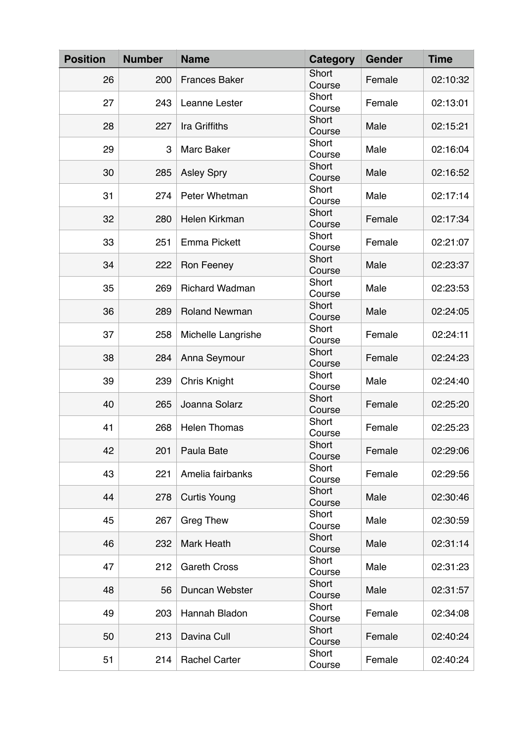| Position | Number | Name | Category | Gender | Time |
|---|---|---|---|---|---|
| 26 | 200 | Frances Baker | Short Course | Female | 02:10:32 |
| 27 | 243 | Leanne Lester | Short Course | Female | 02:13:01 |
| 28 | 227 | Ira Griffiths | Short Course | Male | 02:15:21 |
| 29 | 3 | Marc Baker | Short Course | Male | 02:16:04 |
| 30 | 285 | Asley Spry | Short Course | Male | 02:16:52 |
| 31 | 274 | Peter Whetman | Short Course | Male | 02:17:14 |
| 32 | 280 | Helen Kirkman | Short Course | Female | 02:17:34 |
| 33 | 251 | Emma Pickett | Short Course | Female | 02:21:07 |
| 34 | 222 | Ron Feeney | Short Course | Male | 02:23:37 |
| 35 | 269 | Richard Wadman | Short Course | Male | 02:23:53 |
| 36 | 289 | Roland Newman | Short Course | Male | 02:24:05 |
| 37 | 258 | Michelle Langrishe | Short Course | Female | 02:24:11 |
| 38 | 284 | Anna Seymour | Short Course | Female | 02:24:23 |
| 39 | 239 | Chris Knight | Short Course | Male | 02:24:40 |
| 40 | 265 | Joanna Solarz | Short Course | Female | 02:25:20 |
| 41 | 268 | Helen Thomas | Short Course | Female | 02:25:23 |
| 42 | 201 | Paula Bate | Short Course | Female | 02:29:06 |
| 43 | 221 | Amelia fairbanks | Short Course | Female | 02:29:56 |
| 44 | 278 | Curtis Young | Short Course | Male | 02:30:46 |
| 45 | 267 | Greg Thew | Short Course | Male | 02:30:59 |
| 46 | 232 | Mark Heath | Short Course | Male | 02:31:14 |
| 47 | 212 | Gareth Cross | Short Course | Male | 02:31:23 |
| 48 | 56 | Duncan Webster | Short Course | Male | 02:31:57 |
| 49 | 203 | Hannah Bladon | Short Course | Female | 02:34:08 |
| 50 | 213 | Davina Cull | Short Course | Female | 02:40:24 |
| 51 | 214 | Rachel Carter | Short Course | Female | 02:40:24 |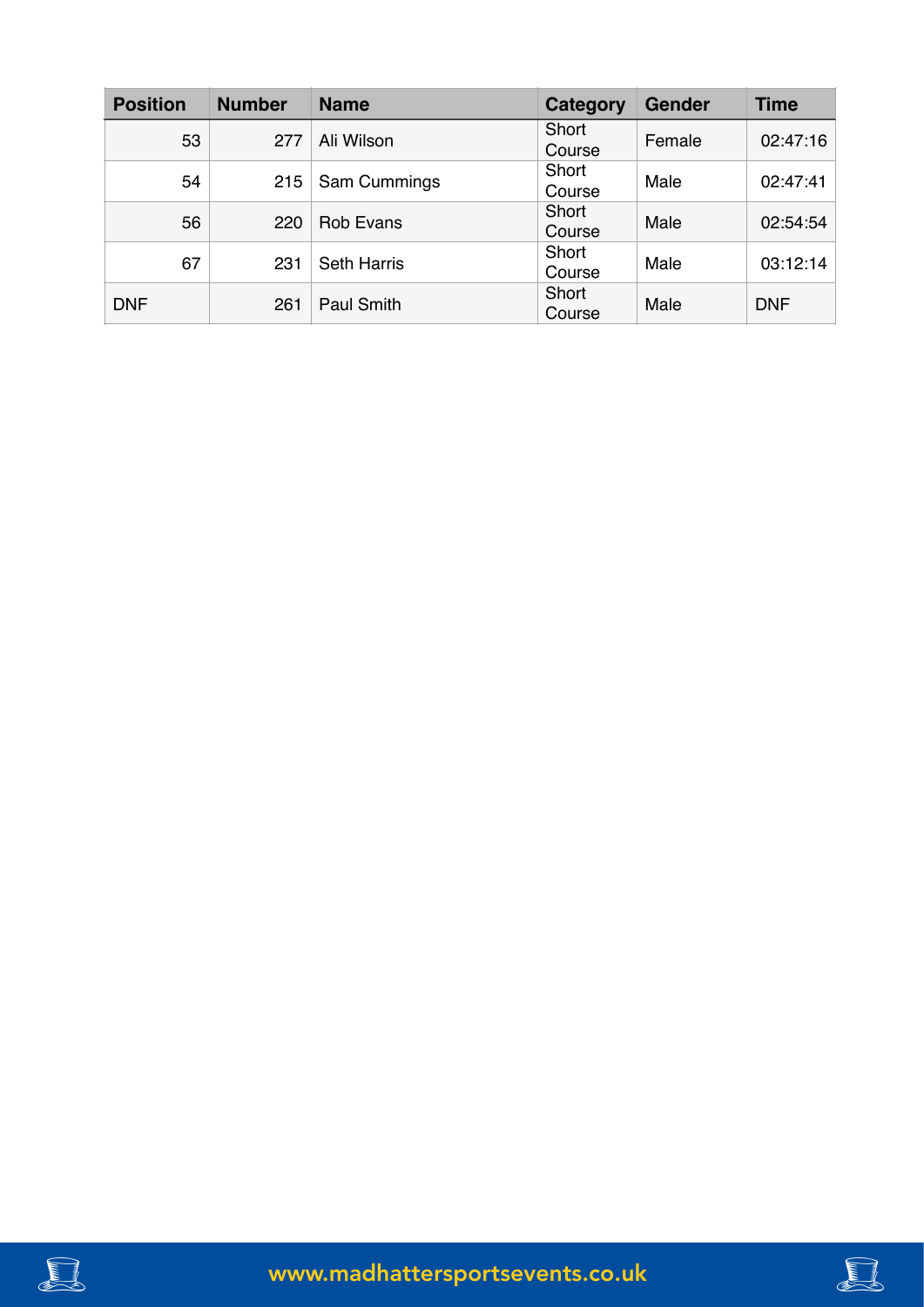| Position | Number | Name | Category | Gender | Time |
|---|---|---|---|---|---|
| 53 | 277 | Ali Wilson | Short Course | Female | 02:47:16 |
| 54 | 215 | Sam Cummings | Short Course | Male | 02:47:41 |
| 56 | 220 | Rob Evans | Short Course | Male | 02:54:54 |
| 67 | 231 | Seth Harris | Short Course | Male | 03:12:14 |
| DNF | 261 | Paul Smith | Short Course | Male | DNF |